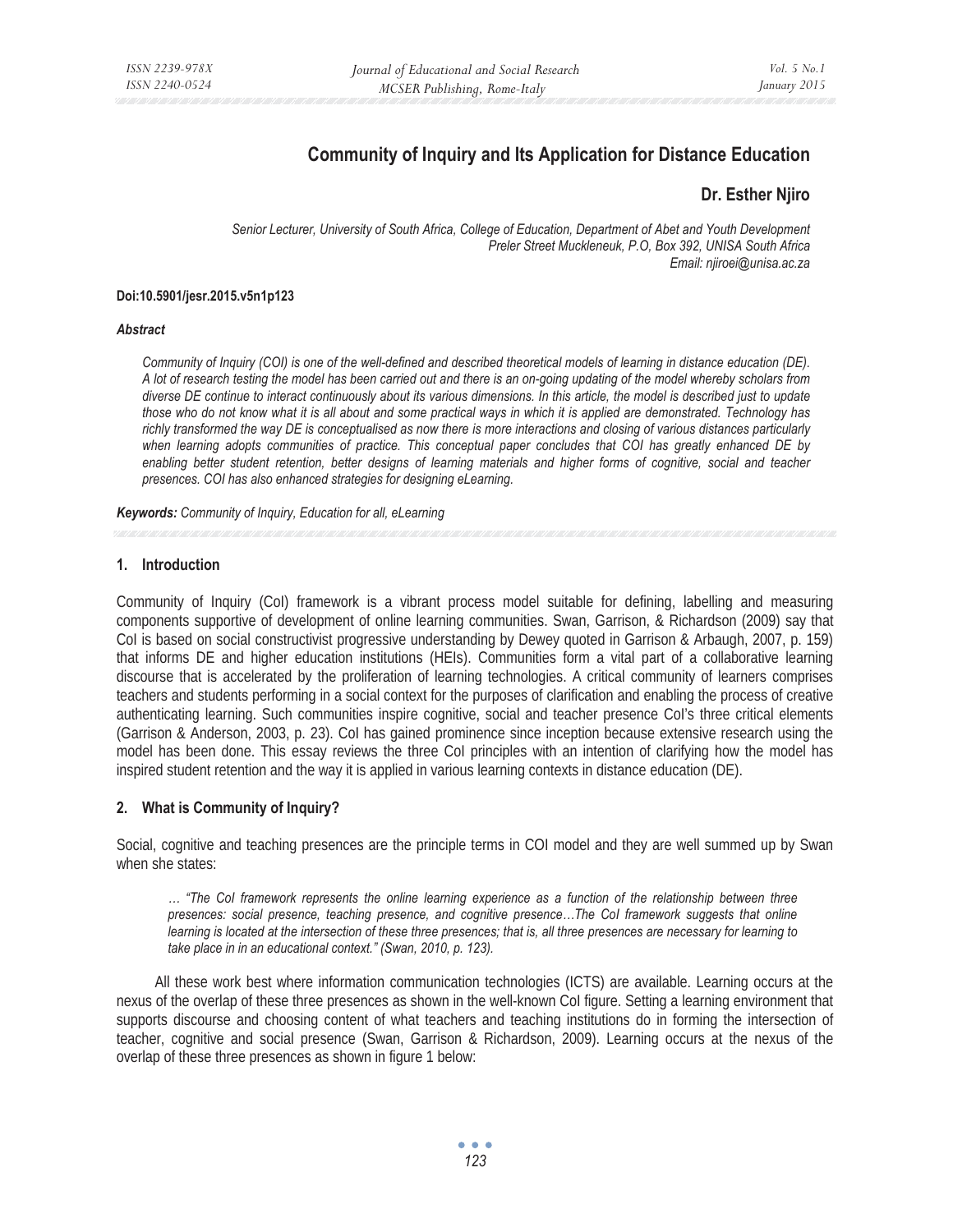# Community of Inquiry and Its Application for Distance Education

**Dr. Esther Njiro**

*Senior Lecturer, University of South Africa, College of Education, Department of Abet and Youth Development*
*Preler Street Muckleneuk, P.O, Box 392, UNISA South Africa*
*Email: njiroei@unisa.ac.za*

**Doi:10.5901/jesr.2015.v5n1p123**

***Abstract***

*Community of Inquiry (COI) is one of the well-defined and described theoretical models of learning in distance education (DE). A lot of research testing the model has been carried out and there is an on-going updating of the model whereby scholars from diverse DE continue to interact continuously about its various dimensions. In this article, the model is described just to update those who do not know what it is all about and some practical ways in which it is applied are demonstrated. Technology has richly transformed the way DE is conceptualised as now there is more interactions and closing of various distances particularly when learning adopts communities of practice. This conceptual paper concludes that COI has greatly enhanced DE by enabling better student retention, better designs of learning materials and higher forms of cognitive, social and teacher presences. COI has also enhanced strategies for designing eLearning.*

***Keywords:*** *Community of Inquiry, Education for all, eLearning*

## 1. Introduction

Community of Inquiry (CoI) framework is a vibrant process model suitable for defining, labelling and measuring components supportive of development of online learning communities. Swan, Garrison, & Richardson (2009) say that CoI is based on social constructivist progressive understanding by Dewey quoted in Garrison & Arbaugh, 2007, p. 159) that informs DE and higher education institutions (HEIs). Communities form a vital part of a collaborative learning discourse that is accelerated by the proliferation of learning technologies. A critical community of learners comprises teachers and students performing in a social context for the purposes of clarification and enabling the process of creative authenticating learning. Such communities inspire cognitive, social and teacher presence CoI's three critical elements (Garrison & Anderson, 2003, p. 23). CoI has gained prominence since inception because extensive research using the model has been done. This essay reviews the three CoI principles with an intention of clarifying how the model has inspired student retention and the way it is applied in various learning contexts in distance education (DE).

## 2. What is Community of Inquiry?

Social, cognitive and teaching presences are the principle terms in COI model and they are well summed up by Swan when she states:

> *… "The CoI framework represents the online learning experience as a function of the relationship between three presences: social presence, teaching presence, and cognitive presence…The CoI framework suggests that online learning is located at the intersection of these three presences; that is, all three presences are necessary for learning to take place in in an educational context." (Swan, 2010, p. 123).*

All these work best where information communication technologies (ICTS) are available. Learning occurs at the nexus of the overlap of these three presences as shown in the well-known CoI figure. Setting a learning environment that supports discourse and choosing content of what teachers and teaching institutions do in forming the intersection of teacher, cognitive and social presence (Swan, Garrison & Richardson, 2009). Learning occurs at the nexus of the overlap of these three presences as shown in figure 1 below: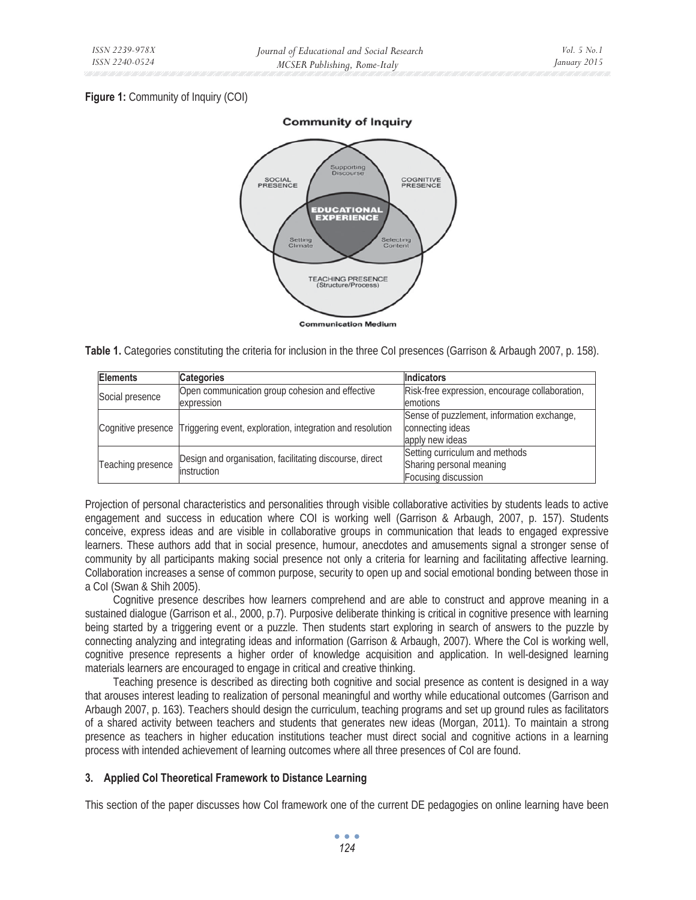**Figure 1:** Community of Inquiry (COI)

**Table 1.** Categories constituting the criteria for inclusion in the three CoI presences (Garrison & Arbaugh 2007, p. 158).

| Elements | Categories | Indicators |
|---|---|---|
| Social presence | Open communication group cohesion and effective expression | Risk-free expression, encourage collaboration, emotions |
| Cognitive presence | Triggering event, exploration, integration and resolution | Sense of puzzlement, information exchange, connecting ideas apply new ideas |
| Teaching presence | Design and organisation, facilitating discourse, direct instruction | Setting curriculum and methods Sharing personal meaning Focusing discussion |

Projection of personal characteristics and personalities through visible collaborative activities by students leads to active engagement and success in education where COI is working well (Garrison & Arbaugh, 2007, p. 157). Students conceive, express ideas and are visible in collaborative groups in communication that leads to engaged expressive learners. These authors add that in social presence, humour, anecdotes and amusements signal a stronger sense of community by all participants making social presence not only a criteria for learning and facilitating affective learning. Collaboration increases a sense of common purpose, security to open up and social emotional bonding between those in a CoI (Swan & Shih 2005).

Cognitive presence describes how learners comprehend and are able to construct and approve meaning in a sustained dialogue (Garrison et al., 2000, p.7). Purposive deliberate thinking is critical in cognitive presence with learning being started by a triggering event or a puzzle. Then students start exploring in search of answers to the puzzle by connecting analyzing and integrating ideas and information (Garrison & Arbaugh, 2007). Where the CoI is working well, cognitive presence represents a higher order of knowledge acquisition and application. In well-designed learning materials learners are encouraged to engage in critical and creative thinking.

Teaching presence is described as directing both cognitive and social presence as content is designed in a way that arouses interest leading to realization of personal meaningful and worthy while educational outcomes (Garrison and Arbaugh 2007, p. 163). Teachers should design the curriculum, teaching programs and set up ground rules as facilitators of a shared activity between teachers and students that generates new ideas (Morgan, 2011). To maintain a strong presence as teachers in higher education institutions teacher must direct social and cognitive actions in a learning process with intended achievement of learning outcomes where all three presences of CoI are found.

### 3. Applied CoI Theoretical Framework to Distance Learning

This section of the paper discusses how CoI framework one of the current DE pedagogies on online learning have been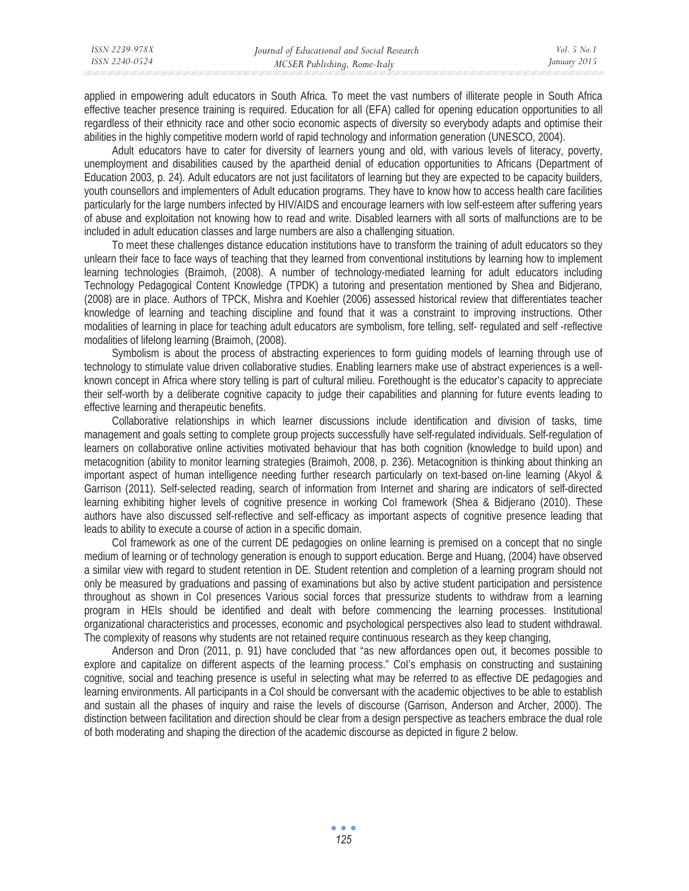applied in empowering adult educators in South Africa. To meet the vast numbers of illiterate people in South Africa effective teacher presence training is required. Education for all (EFA) called for opening education opportunities to all regardless of their ethnicity race and other socio economic aspects of diversity so everybody adapts and optimise their abilities in the highly competitive modern world of rapid technology and information generation (UNESCO, 2004).

Adult educators have to cater for diversity of learners young and old, with various levels of literacy, poverty, unemployment and disabilities caused by the apartheid denial of education opportunities to Africans (Department of Education 2003, p. 24). Adult educators are not just facilitators of learning but they are expected to be capacity builders, youth counsellors and implementers of Adult education programs. They have to know how to access health care facilities particularly for the large numbers infected by HIV/AIDS and encourage learners with low self-esteem after suffering years of abuse and exploitation not knowing how to read and write. Disabled learners with all sorts of malfunctions are to be included in adult education classes and large numbers are also a challenging situation.

To meet these challenges distance education institutions have to transform the training of adult educators so they unlearn their face to face ways of teaching that they learned from conventional institutions by learning how to implement learning technologies (Braimoh, (2008). A number of technology-mediated learning for adult educators including Technology Pedagogical Content Knowledge (TPDK) a tutoring and presentation mentioned by Shea and Bidjerano, (2008) are in place. Authors of TPCK, Mishra and Koehler (2006) assessed historical review that differentiates teacher knowledge of learning and teaching discipline and found that it was a constraint to improving instructions. Other modalities of learning in place for teaching adult educators are symbolism, fore telling, self- regulated and self -reflective modalities of lifelong learning (Braimoh, (2008).

Symbolism is about the process of abstracting experiences to form guiding models of learning through use of technology to stimulate value driven collaborative studies. Enabling learners make use of abstract experiences is a well-known concept in Africa where story telling is part of cultural milieu. Forethought is the educator's capacity to appreciate their self-worth by a deliberate cognitive capacity to judge their capabilities and planning for future events leading to effective learning and therapeutic benefits.

Collaborative relationships in which learner discussions include identification and division of tasks, time management and goals setting to complete group projects successfully have self-regulated individuals. Self-regulation of learners on collaborative online activities motivated behaviour that has both cognition (knowledge to build upon) and metacognition (ability to monitor learning strategies (Braimoh, 2008, p. 236). Metacognition is thinking about thinking an important aspect of human intelligence needing further research particularly on text-based on-line learning (Akyol & Garrison (2011). Self-selected reading, search of information from Internet and sharing are indicators of self-directed learning exhibiting higher levels of cognitive presence in working CoI framework (Shea & Bidjerano (2010). These authors have also discussed self-reflective and self-efficacy as important aspects of cognitive presence leading that leads to ability to execute a course of action in a specific domain.

CoI framework as one of the current DE pedagogies on online learning is premised on a concept that no single medium of learning or of technology generation is enough to support education. Berge and Huang, (2004) have observed a similar view with regard to student retention in DE. Student retention and completion of a learning program should not only be measured by graduations and passing of examinations but also by active student participation and persistence throughout as shown in CoI presences Various social forces that pressurize students to withdraw from a learning program in HEIs should be identified and dealt with before commencing the learning processes. Institutional organizational characteristics and processes, economic and psychological perspectives also lead to student withdrawal. The complexity of reasons why students are not retained require continuous research as they keep changing,

Anderson and Dron (2011, p. 91) have concluded that "as new affordances open out, it becomes possible to explore and capitalize on different aspects of the learning process." CoI's emphasis on constructing and sustaining cognitive, social and teaching presence is useful in selecting what may be referred to as effective DE pedagogies and learning environments. All participants in a CoI should be conversant with the academic objectives to be able to establish and sustain all the phases of inquiry and raise the levels of discourse (Garrison, Anderson and Archer, 2000). The distinction between facilitation and direction should be clear from a design perspective as teachers embrace the dual role of both moderating and shaping the direction of the academic discourse as depicted in figure 2 below.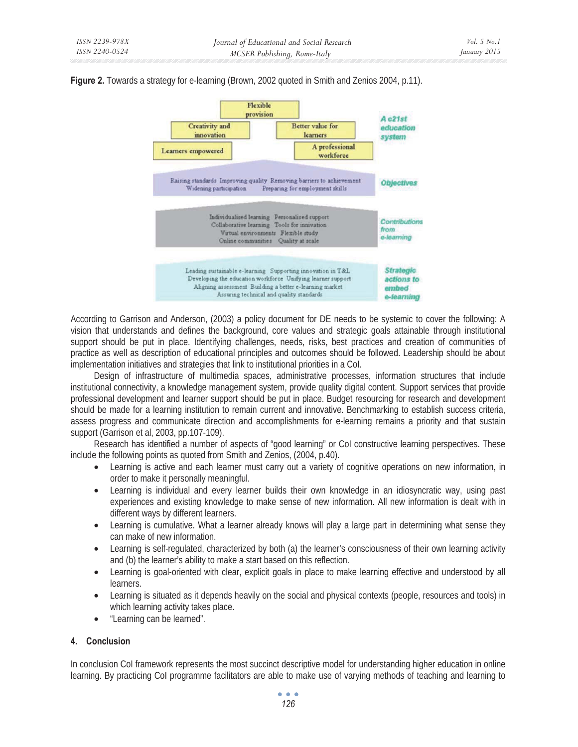**Figure 2.** Towards a strategy for e-learning (Brown, 2002 quoted in Smith and Zenios 2004, p.11).

**A c21st education system**

- Flexible provision
- Creativity and innovation
- Better value for learners
- Learners empowered
- A professional workforce

**Objectives**

Raising standards Improving quality Removing barriers to achievement Widening participation Preparing for employment skills

**Contributions from e-learning**

Individualised learning Personalised support Collaborative learning Tools for innivation Virtual environments Flexible study Online communities Quality at scale

**Strategic actions to embed e-learning**

Leading sustainable e-learning Supporting innovation in T&L Developing the education workforce Unifying learner support Aligning assessment Building a better e-learning market Assuring technical and quality standards

According to Garrison and Anderson, (2003) a policy document for DE needs to be systemic to cover the following: A vision that understands and defines the background, core values and strategic goals attainable through institutional support should be put in place. Identifying challenges, needs, risks, best practices and creation of communities of practice as well as description of educational principles and outcomes should be followed. Leadership should be about implementation initiatives and strategies that link to institutional priorities in a CoI.

Design of infrastructure of multimedia spaces, administrative processes, information structures that include institutional connectivity, a knowledge management system, provide quality digital content. Support services that provide professional development and learner support should be put in place. Budget resourcing for research and development should be made for a learning institution to remain current and innovative. Benchmarking to establish success criteria, assess progress and communicate direction and accomplishments for e-learning remains a priority and that sustain support (Garrison et al, 2003, pp.107-109).

Research has identified a number of aspects of "good learning" or CoI constructive learning perspectives. These include the following points as quoted from Smith and Zenios, (2004, p.40).

- Learning is active and each learner must carry out a variety of cognitive operations on new information, in order to make it personally meaningful.
- Learning is individual and every learner builds their own knowledge in an idiosyncratic way, using past experiences and existing knowledge to make sense of new information. All new information is dealt with in different ways by different learners.
- Learning is cumulative. What a learner already knows will play a large part in determining what sense they can make of new information.
- Learning is self-regulated, characterized by both (a) the learner's consciousness of their own learning activity and (b) the learner's ability to make a start based on this reflection.
- Learning is goal-oriented with clear, explicit goals in place to make learning effective and understood by all learners.
- Learning is situated as it depends heavily on the social and physical contexts (people, resources and tools) in which learning activity takes place.
- "Learning can be learned".

## 4. Conclusion

In conclusion CoI framework represents the most succinct descriptive model for understanding higher education in online learning. By practicing CoI programme facilitators are able to make use of varying methods of teaching and learning to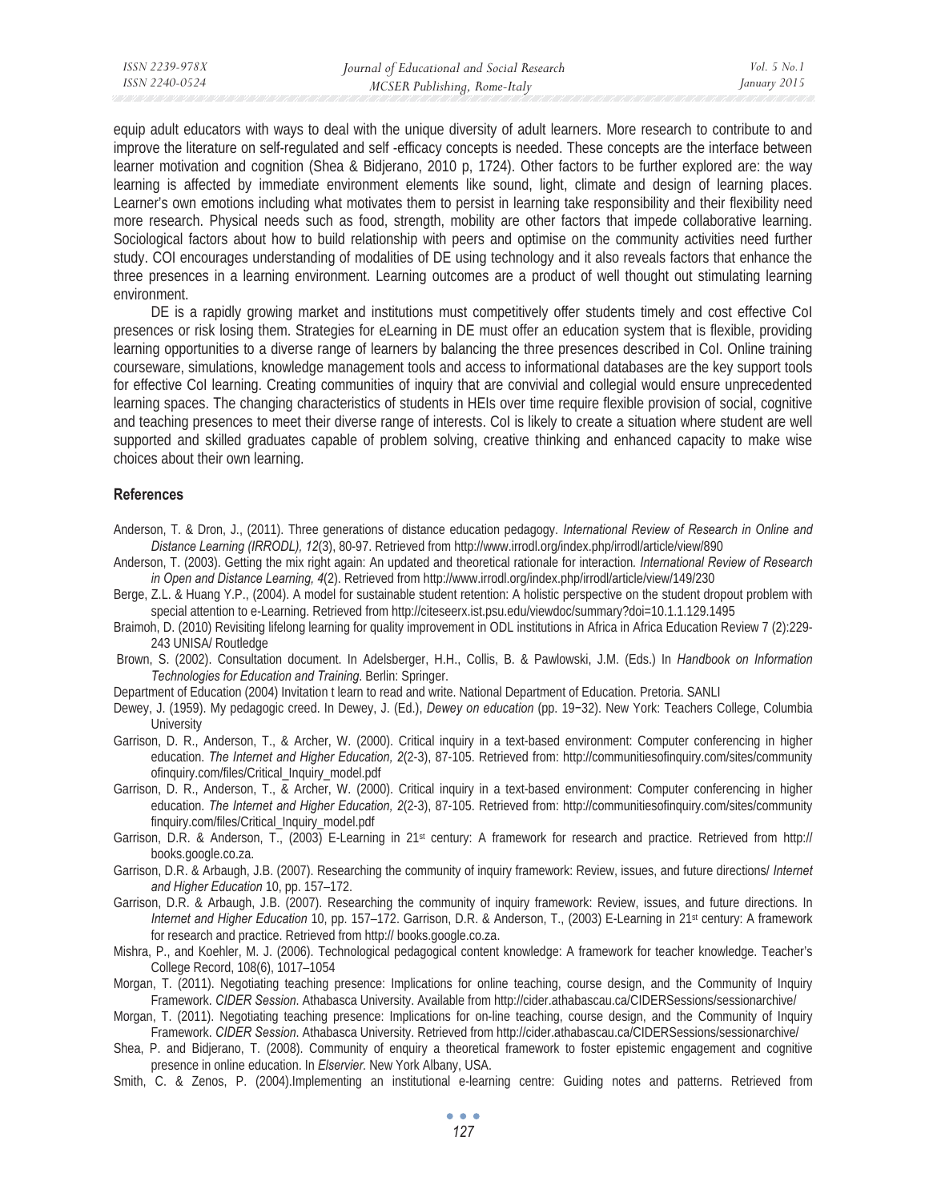equip adult educators with ways to deal with the unique diversity of adult learners. More research to contribute to and improve the literature on self-regulated and self -efficacy concepts is needed. These concepts are the interface between learner motivation and cognition (Shea & Bidjerano, 2010 p, 1724). Other factors to be further explored are: the way learning is affected by immediate environment elements like sound, light, climate and design of learning places. Learner's own emotions including what motivates them to persist in learning take responsibility and their flexibility need more research. Physical needs such as food, strength, mobility are other factors that impede collaborative learning. Sociological factors about how to build relationship with peers and optimise on the community activities need further study. COI encourages understanding of modalities of DE using technology and it also reveals factors that enhance the three presences in a learning environment. Learning outcomes are a product of well thought out stimulating learning environment.

DE is a rapidly growing market and institutions must competitively offer students timely and cost effective CoI presences or risk losing them. Strategies for eLearning in DE must offer an education system that is flexible, providing learning opportunities to a diverse range of learners by balancing the three presences described in CoI. Online training courseware, simulations, knowledge management tools and access to informational databases are the key support tools for effective CoI learning. Creating communities of inquiry that are convivial and collegial would ensure unprecedented learning spaces. The changing characteristics of students in HEIs over time require flexible provision of social, cognitive and teaching presences to meet their diverse range of interests. CoI is likely to create a situation where student are well supported and skilled graduates capable of problem solving, creative thinking and enhanced capacity to make wise choices about their own learning.

## References

Anderson, T. & Dron, J., (2011). Three generations of distance education pedagogy. *International Review of Research in Online and Distance Learning (IRRODL), 12*(3), 80-97. Retrieved from http://www.irrodl.org/index.php/irrodl/article/view/890

Anderson, T. (2003). Getting the mix right again: An updated and theoretical rationale for interaction. *International Review of Research in Open and Distance Learning, 4*(2). Retrieved from http://www.irrodl.org/index.php/irrodl/article/view/149/230

Berge, Z.L. & Huang Y.P., (2004). A model for sustainable student retention: A holistic perspective on the student dropout problem with special attention to e-Learning. Retrieved from http://citeseerx.ist.psu.edu/viewdoc/summary?doi=10.1.1.129.1495

Braimoh, D. (2010) Revisiting lifelong learning for quality improvement in ODL institutions in Africa in Africa Education Review 7 (2):229-243 UNISA/ Routledge

Brown, S. (2002). Consultation document. In Adelsberger, H.H., Collis, B. & Pawlowski, J.M. (Eds.) In *Handbook on Information Technologies for Education and Training*. Berlin: Springer.

Department of Education (2004) Invitation t learn to read and write. National Department of Education. Pretoria. SANLI

Dewey, J. (1959). My pedagogic creed. In Dewey, J. (Ed.), *Dewey on education* (pp. 19−32). New York: Teachers College, Columbia University

Garrison, D. R., Anderson, T., & Archer, W. (2000). Critical inquiry in a text-based environment: Computer conferencing in higher education. *The Internet and Higher Education, 2*(2-3), 87-105. Retrieved from: http://communitiesofinquiry.com/sites/community ofinquiry.com/files/Critical_Inquiry_model.pdf

Garrison, D. R., Anderson, T., & Archer, W. (2000). Critical inquiry in a text-based environment: Computer conferencing in higher education. *The Internet and Higher Education, 2*(2-3), 87-105. Retrieved from: http://communitiesofinquiry.com/sites/community finquiry.com/files/Critical_Inquiry_model.pdf

Garrison, D.R. & Anderson, T., (2003) E-Learning in 21st century: A framework for research and practice. Retrieved from http:// books.google.co.za.

Garrison, D.R. & Arbaugh, J.B. (2007). Researching the community of inquiry framework: Review, issues, and future directions/ *Internet and Higher Education* 10, pp. 157–172.

Garrison, D.R. & Arbaugh, J.B. (2007). Researching the community of inquiry framework: Review, issues, and future directions. In *Internet and Higher Education* 10, pp. 157–172. Garrison, D.R. & Anderson, T., (2003) E-Learning in 21st century: A framework for research and practice. Retrieved from http:// books.google.co.za.

Mishra, P., and Koehler, M. J. (2006). Technological pedagogical content knowledge: A framework for teacher knowledge. Teacher's College Record, 108(6), 1017–1054

Morgan, T. (2011). Negotiating teaching presence: Implications for online teaching, course design, and the Community of Inquiry Framework. *CIDER Session*. Athabascau University. Available from http://cider.athabascau.ca/CIDERSessions/sessionarchive/

Morgan, T. (2011). Negotiating teaching presence: Implications for on-line teaching, course design, and the Community of Inquiry Framework. *CIDER Session*. Athabascau University. Retrieved from http://cider.athabascau.ca/CIDERSessions/sessionarchive/

Shea, P. and Bidjerano, T. (2008). Community of enquiry a theoretical framework to foster epistemic engagement and cognitive presence in online education. In *Elsrvier*. New York Albany, USA.

Smith, C. & Zenos, P. (2004).Implementing an institutional e-learning centre: Guiding notes and patterns. Retrieved from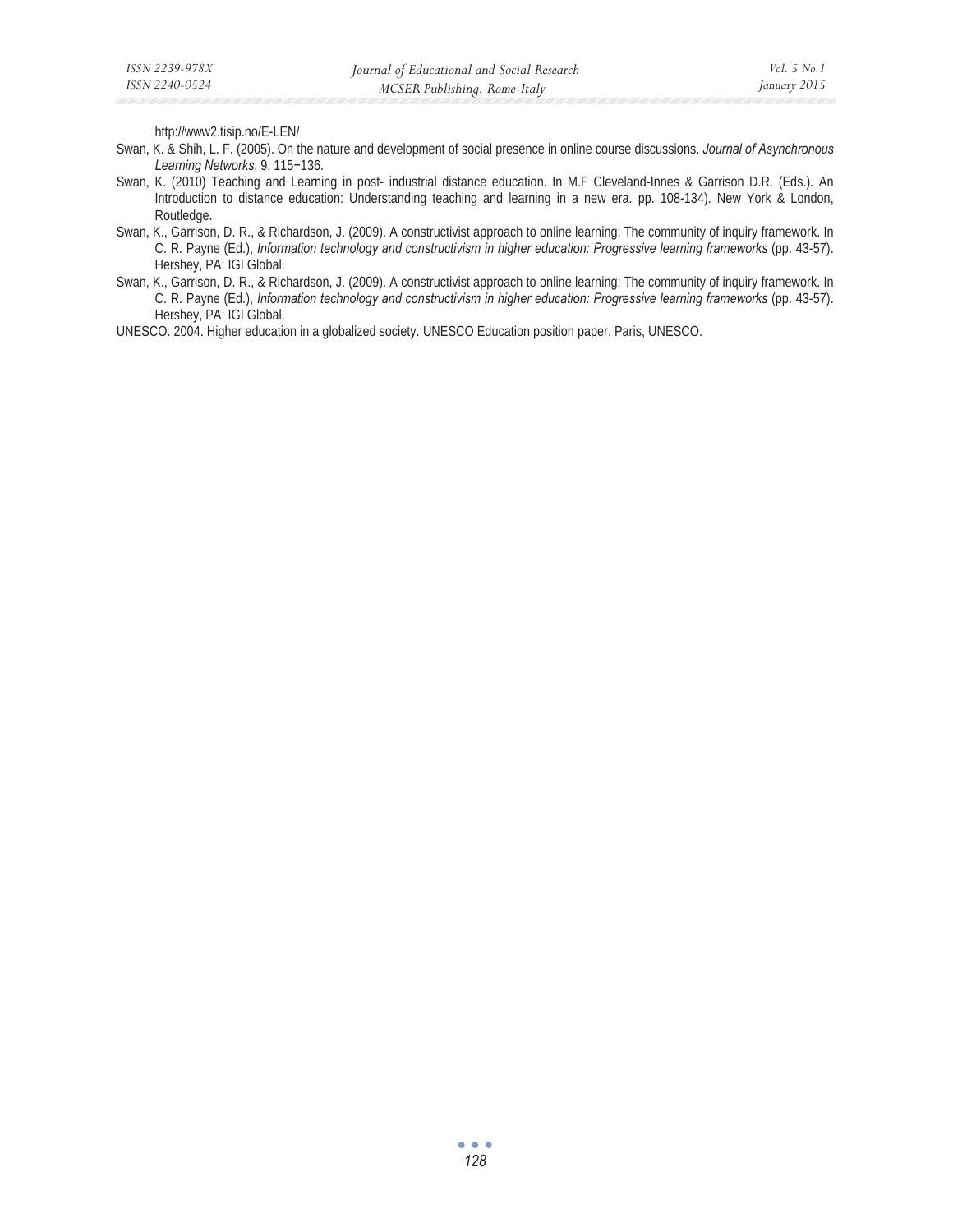http://www2.tisip.no/E-LEN/

Swan, K. & Shih, L. F. (2005). On the nature and development of social presence in online course discussions. *Journal of Asynchronous Learning Networks*, 9, 115−136.

Swan, K. (2010) Teaching and Learning in post- industrial distance education. In M.F Cleveland-Innes & Garrison D.R. (Eds.). An Introduction to distance education: Understanding teaching and learning in a new era. pp. 108-134). New York & London, Routledge.

Swan, K., Garrison, D. R., & Richardson, J. (2009). A constructivist approach to online learning: The community of inquiry framework. In C. R. Payne (Ed.), *Information technology and constructivism in higher education: Progressive learning frameworks* (pp. 43-57). Hershey, PA: IGI Global.

Swan, K., Garrison, D. R., & Richardson, J. (2009). A constructivist approach to online learning: The community of inquiry framework. In C. R. Payne (Ed.), *Information technology and constructivism in higher education: Progressive learning frameworks* (pp. 43-57). Hershey, PA: IGI Global.

UNESCO. 2004. Higher education in a globalized society. UNESCO Education position paper. Paris, UNESCO.